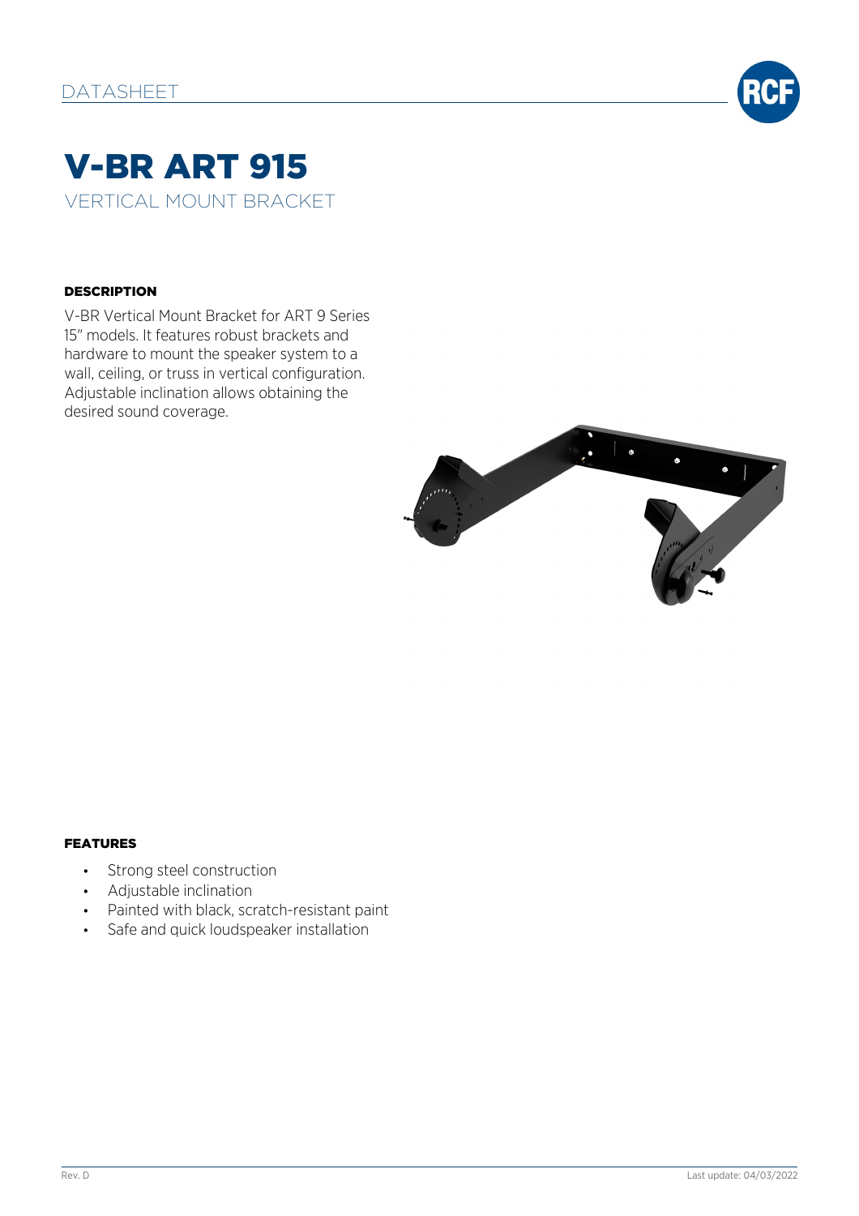DATASHEET

# V-BR ART 915

VERTICAL MOUNT BRACKET

### DESCRIPTION

V-BR Vertical Mount Bracket for ART 9 Series 15" models. It features robust brackets and hardware to mount the speaker system to a wall, ceiling, or truss in vertical configuration. Adjustable inclination allows obtaining the desired sound coverage.

### FEATURES

- Strong steel construction
- Adjustable inclination
- Painted with black, scratch-resistant paint
- Safe and quick loudspeaker installation

Rev. D

Last update: 04/03/2022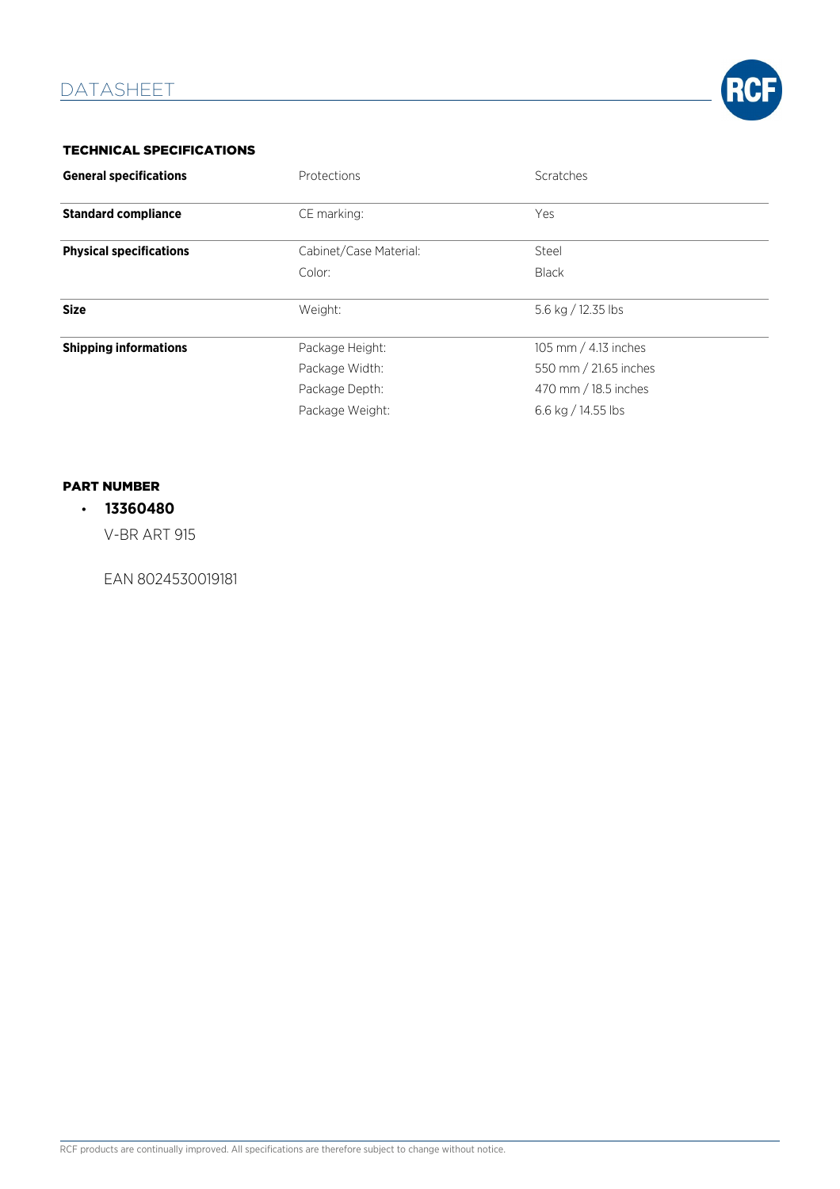DATASHEET

### TECHNICAL SPECIFICATIONS

| | | |
|---|---|---|
| **General specifications** | Protections | Scratches |
| **Standard compliance** | CE marking: | Yes |
| **Physical specifications** | Cabinet/Case Material: | Steel |
| | Color: | Black |
| **Size** | Weight: | 5.6 kg / 12.35 lbs |
| **Shipping informations** | Package Height: | 105 mm / 4.13 inches |
| | Package Width: | 550 mm / 21.65 inches |
| | Package Depth: | 470 mm / 18.5 inches |
| | Package Weight: | 6.6 kg / 14.55 lbs |

### PART NUMBER

- **13360480**

  V-BR ART 915

  EAN 8024530019181

RCF products are continually improved. All specifications are therefore subject to change without notice.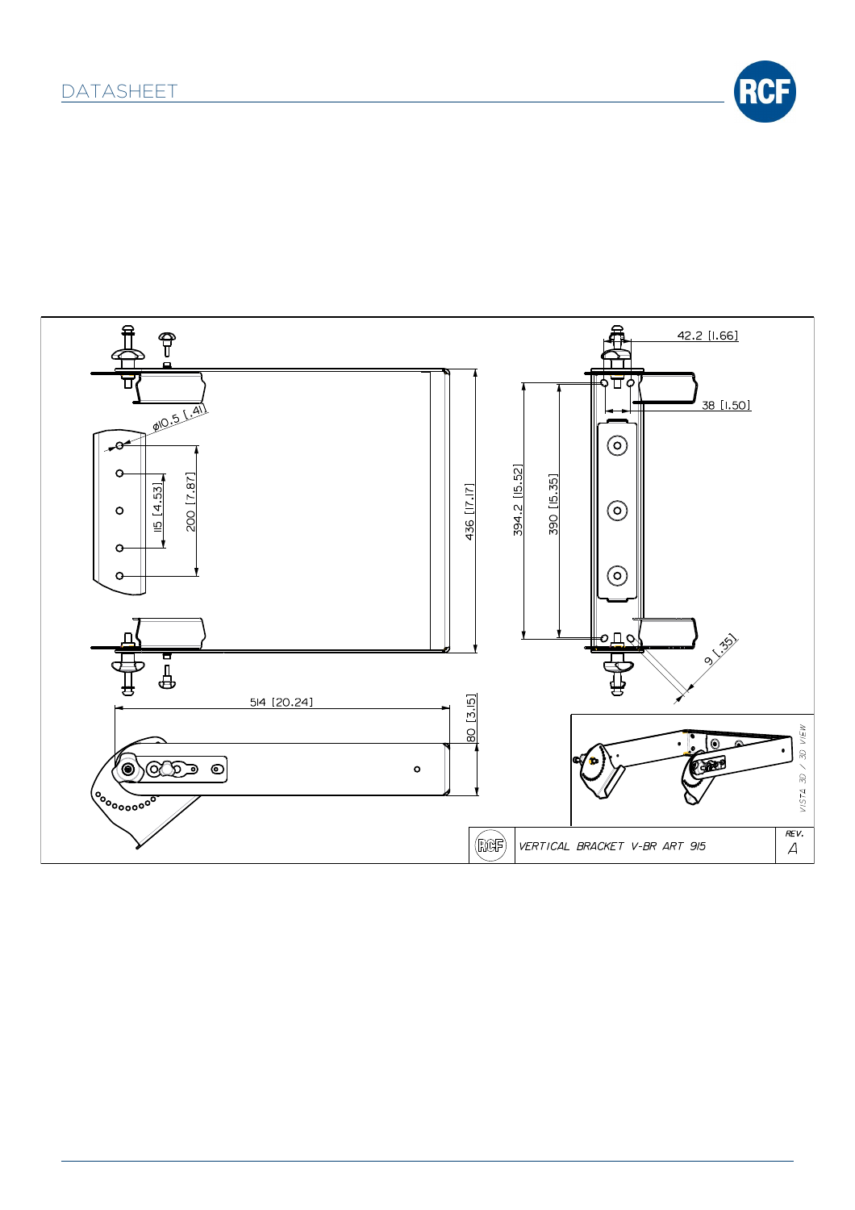DATASHEET

ø10.5 [.41]

115 [4.53]

200 [7.87]

436 [17.17]

394.2 [15.52]

390 [15.35]

42.2 [1.66]

38 [1.50]

9 [.35]

514 [20.24]

80 [3.15]

VISTA 3D / 3D VIEW

VERTICAL BRACKET V-BR ART 915

REV. A